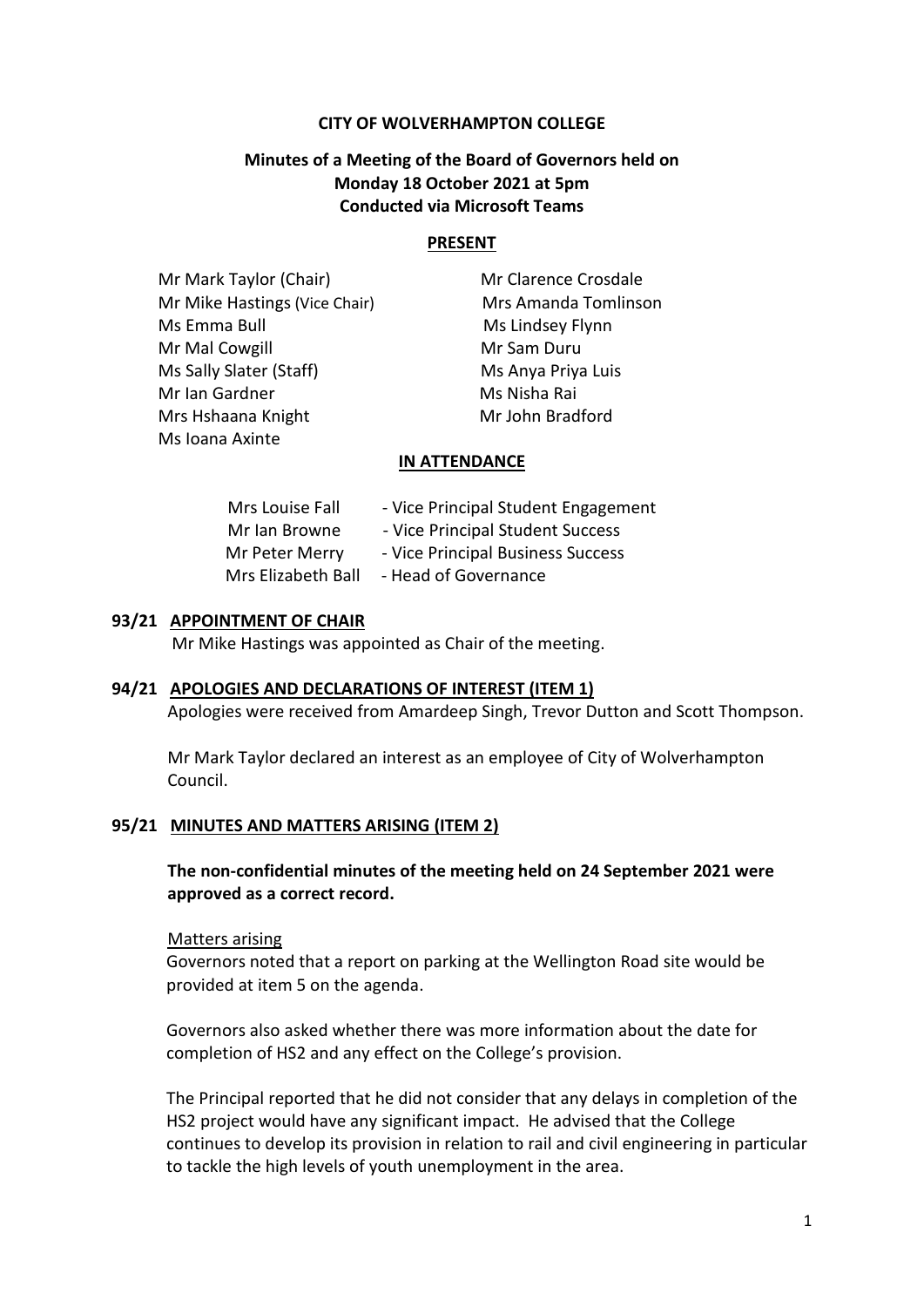**CITY OF WOLVERHAMPTON COLLEGE**

**Minutes of a Meeting of the Board of Governors held on Monday 18 October 2021 at 5pm Conducted via Microsoft Teams**

**PRESENT**

| | |
|---|---|
| Mr Mark Taylor (Chair) | Mr Clarence Crosdale |
| Mr Mike Hastings (Vice Chair) | Mrs Amanda Tomlinson |
| Ms Emma Bull | Ms Lindsey Flynn |
| Mr Mal Cowgill | Mr Sam Duru |
| Ms Sally Slater (Staff) | Ms Anya Priya Luis |
| Mr Ian Gardner | Ms Nisha Rai |
| Mrs Hshaana Knight | Mr John Bradford |
| Ms Ioana Axinte | |

**IN ATTENDANCE**

| | |
|---|---|
| Mrs Louise Fall | - Vice Principal Student Engagement |
| Mr Ian Browne | - Vice Principal Student Success |
| Mr Peter Merry | - Vice Principal Business Success |
| Mrs Elizabeth Ball | - Head of Governance |

**93/21 APPOINTMENT OF CHAIR**

Mr Mike Hastings was appointed as Chair of the meeting.

**94/21 APOLOGIES AND DECLARATIONS OF INTEREST (ITEM 1)**

Apologies were received from Amardeep Singh, Trevor Dutton and Scott Thompson.

Mr Mark Taylor declared an interest as an employee of City of Wolverhampton Council.

**95/21 MINUTES AND MATTERS ARISING (ITEM 2)**

**The non-confidential minutes of the meeting held on 24 September 2021 were approved as a correct record.**

Matters arising

Governors noted that a report on parking at the Wellington Road site would be provided at item 5 on the agenda.

Governors also asked whether there was more information about the date for completion of HS2 and any effect on the College's provision.

The Principal reported that he did not consider that any delays in completion of the HS2 project would have any significant impact. He advised that the College continues to develop its provision in relation to rail and civil engineering in particular to tackle the high levels of youth unemployment in the area.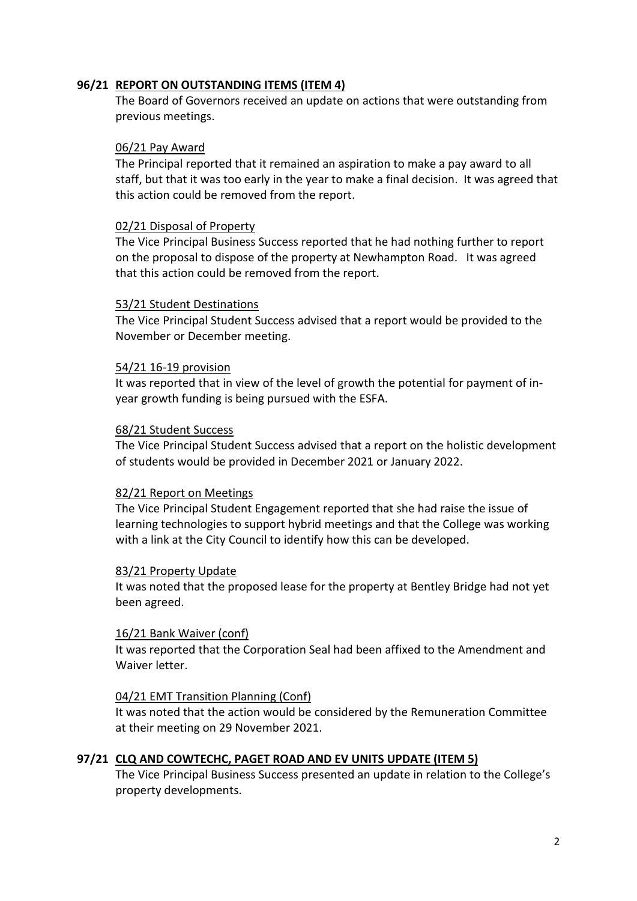## 96/21 REPORT ON OUTSTANDING ITEMS (ITEM 4)

The Board of Governors received an update on actions that were outstanding from previous meetings.

06/21 Pay Award

The Principal reported that it remained an aspiration to make a pay award to all staff, but that it was too early in the year to make a final decision. It was agreed that this action could be removed from the report.

02/21 Disposal of Property

The Vice Principal Business Success reported that he had nothing further to report on the proposal to dispose of the property at Newhampton Road. It was agreed that this action could be removed from the report.

53/21 Student Destinations

The Vice Principal Student Success advised that a report would be provided to the November or December meeting.

54/21 16-19 provision

It was reported that in view of the level of growth the potential for payment of in-year growth funding is being pursued with the ESFA.

68/21 Student Success

The Vice Principal Student Success advised that a report on the holistic development of students would be provided in December 2021 or January 2022.

82/21 Report on Meetings

The Vice Principal Student Engagement reported that she had raise the issue of learning technologies to support hybrid meetings and that the College was working with a link at the City Council to identify how this can be developed.

83/21 Property Update

It was noted that the proposed lease for the property at Bentley Bridge had not yet been agreed.

16/21 Bank Waiver (conf)

It was reported that the Corporation Seal had been affixed to the Amendment and Waiver letter.

04/21 EMT Transition Planning (Conf)

It was noted that the action would be considered by the Remuneration Committee at their meeting on 29 November 2021.

## 97/21 CLQ AND COWTECHC, PAGET ROAD AND EV UNITS UPDATE (ITEM 5)

The Vice Principal Business Success presented an update in relation to the College's property developments.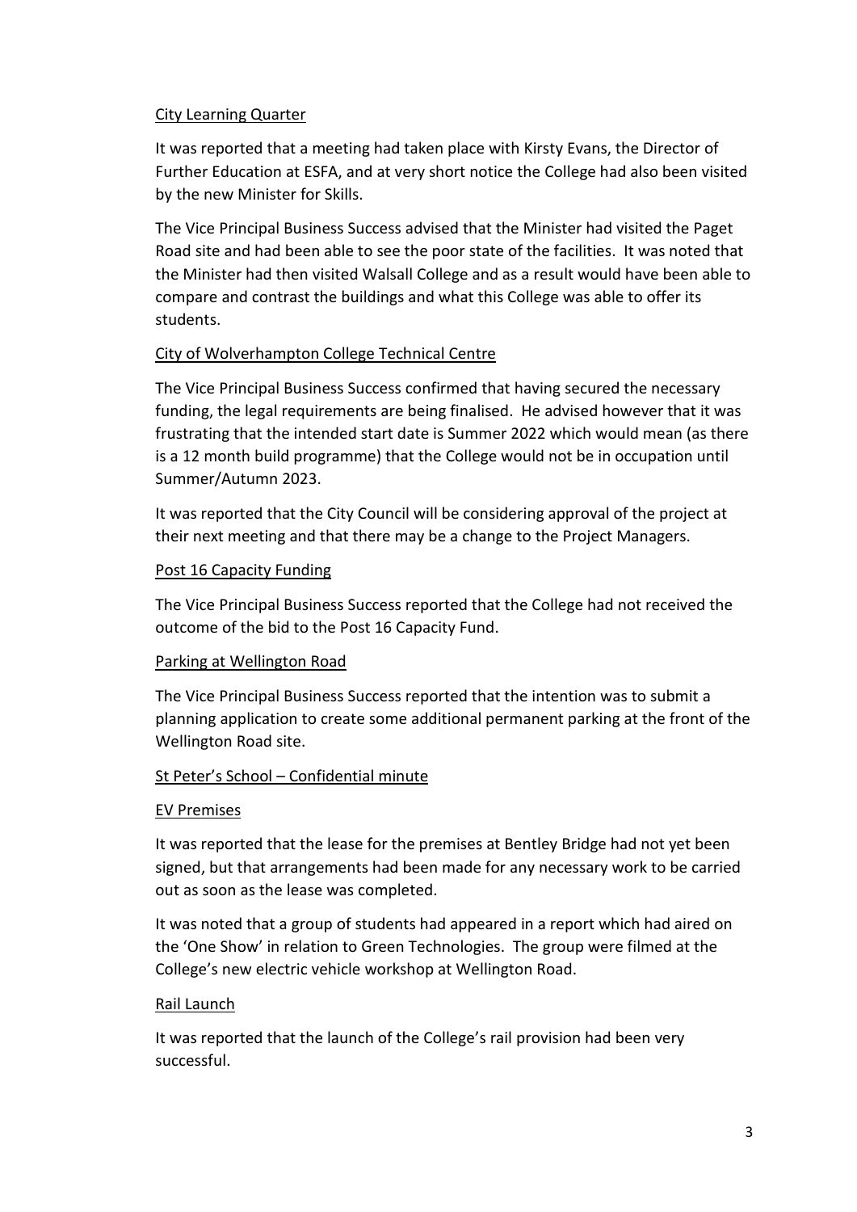City Learning Quarter

It was reported that a meeting had taken place with Kirsty Evans, the Director of Further Education at ESFA, and at very short notice the College had also been visited by the new Minister for Skills.

The Vice Principal Business Success advised that the Minister had visited the Paget Road site and had been able to see the poor state of the facilities. It was noted that the Minister had then visited Walsall College and as a result would have been able to compare and contrast the buildings and what this College was able to offer its students.

City of Wolverhampton College Technical Centre

The Vice Principal Business Success confirmed that having secured the necessary funding, the legal requirements are being finalised. He advised however that it was frustrating that the intended start date is Summer 2022 which would mean (as there is a 12 month build programme) that the College would not be in occupation until Summer/Autumn 2023.

It was reported that the City Council will be considering approval of the project at their next meeting and that there may be a change to the Project Managers.

Post 16 Capacity Funding

The Vice Principal Business Success reported that the College had not received the outcome of the bid to the Post 16 Capacity Fund.

Parking at Wellington Road

The Vice Principal Business Success reported that the intention was to submit a planning application to create some additional permanent parking at the front of the Wellington Road site.

St Peter's School – Confidential minute

EV Premises

It was reported that the lease for the premises at Bentley Bridge had not yet been signed, but that arrangements had been made for any necessary work to be carried out as soon as the lease was completed.

It was noted that a group of students had appeared in a report which had aired on the 'One Show' in relation to Green Technologies. The group were filmed at the College's new electric vehicle workshop at Wellington Road.

Rail Launch

It was reported that the launch of the College's rail provision had been very successful.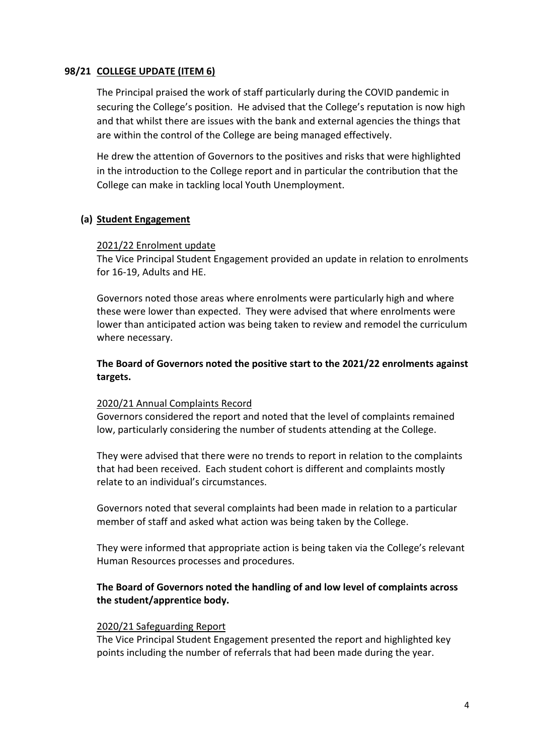## 98/21 COLLEGE UPDATE (ITEM 6)

The Principal praised the work of staff particularly during the COVID pandemic in securing the College's position. He advised that the College's reputation is now high and that whilst there are issues with the bank and external agencies the things that are within the control of the College are being managed effectively.

He drew the attention of Governors to the positives and risks that were highlighted in the introduction to the College report and in particular the contribution that the College can make in tackling local Youth Unemployment.

### (a) Student Engagement

2021/22 Enrolment update

The Vice Principal Student Engagement provided an update in relation to enrolments for 16-19, Adults and HE.

Governors noted those areas where enrolments were particularly high and where these were lower than expected. They were advised that where enrolments were lower than anticipated action was being taken to review and remodel the curriculum where necessary.

**The Board of Governors noted the positive start to the 2021/22 enrolments against targets.**

2020/21 Annual Complaints Record

Governors considered the report and noted that the level of complaints remained low, particularly considering the number of students attending at the College.

They were advised that there were no trends to report in relation to the complaints that had been received. Each student cohort is different and complaints mostly relate to an individual's circumstances.

Governors noted that several complaints had been made in relation to a particular member of staff and asked what action was being taken by the College.

They were informed that appropriate action is being taken via the College's relevant Human Resources processes and procedures.

**The Board of Governors noted the handling of and low level of complaints across the student/apprentice body.**

2020/21 Safeguarding Report

The Vice Principal Student Engagement presented the report and highlighted key points including the number of referrals that had been made during the year.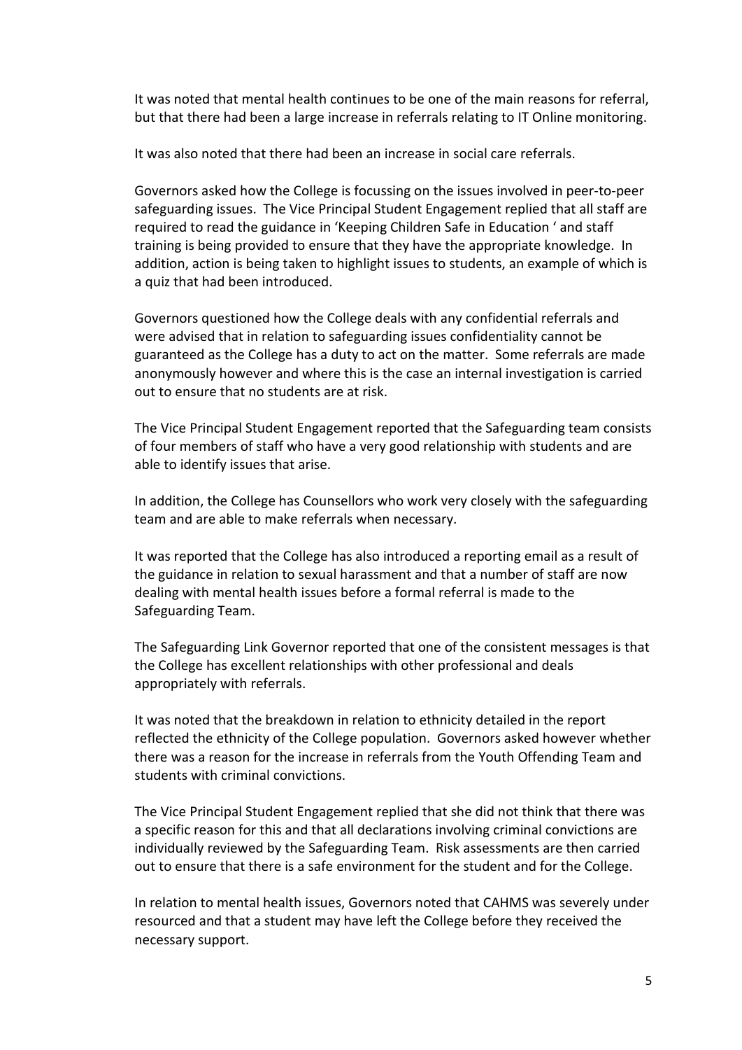It was noted that mental health continues to be one of the main reasons for referral, but that there had been a large increase in referrals relating to IT Online monitoring.

It was also noted that there had been an increase in social care referrals.

Governors asked how the College is focussing on the issues involved in peer-to-peer safeguarding issues. The Vice Principal Student Engagement replied that all staff are required to read the guidance in 'Keeping Children Safe in Education ' and staff training is being provided to ensure that they have the appropriate knowledge. In addition, action is being taken to highlight issues to students, an example of which is a quiz that had been introduced.

Governors questioned how the College deals with any confidential referrals and were advised that in relation to safeguarding issues confidentiality cannot be guaranteed as the College has a duty to act on the matter. Some referrals are made anonymously however and where this is the case an internal investigation is carried out to ensure that no students are at risk.

The Vice Principal Student Engagement reported that the Safeguarding team consists of four members of staff who have a very good relationship with students and are able to identify issues that arise.

In addition, the College has Counsellors who work very closely with the safeguarding team and are able to make referrals when necessary.

It was reported that the College has also introduced a reporting email as a result of the guidance in relation to sexual harassment and that a number of staff are now dealing with mental health issues before a formal referral is made to the Safeguarding Team.

The Safeguarding Link Governor reported that one of the consistent messages is that the College has excellent relationships with other professional and deals appropriately with referrals.

It was noted that the breakdown in relation to ethnicity detailed in the report reflected the ethnicity of the College population. Governors asked however whether there was a reason for the increase in referrals from the Youth Offending Team and students with criminal convictions.

The Vice Principal Student Engagement replied that she did not think that there was a specific reason for this and that all declarations involving criminal convictions are individually reviewed by the Safeguarding Team. Risk assessments are then carried out to ensure that there is a safe environment for the student and for the College.

In relation to mental health issues, Governors noted that CAHMS was severely under resourced and that a student may have left the College before they received the necessary support.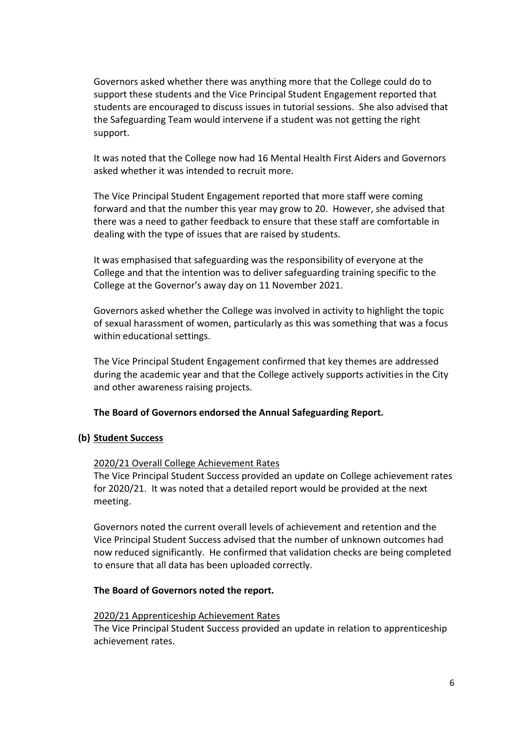Governors asked whether there was anything more that the College could do to support these students and the Vice Principal Student Engagement reported that students are encouraged to discuss issues in tutorial sessions. She also advised that the Safeguarding Team would intervene if a student was not getting the right support.

It was noted that the College now had 16 Mental Health First Aiders and Governors asked whether it was intended to recruit more.

The Vice Principal Student Engagement reported that more staff were coming forward and that the number this year may grow to 20. However, she advised that there was a need to gather feedback to ensure that these staff are comfortable in dealing with the type of issues that are raised by students.

It was emphasised that safeguarding was the responsibility of everyone at the College and that the intention was to deliver safeguarding training specific to the College at the Governor's away day on 11 November 2021.

Governors asked whether the College was involved in activity to highlight the topic of sexual harassment of women, particularly as this was something that was a focus within educational settings.

The Vice Principal Student Engagement confirmed that key themes are addressed during the academic year and that the College actively supports activities in the City and other awareness raising projects.

**The Board of Governors endorsed the Annual Safeguarding Report.**

**(b) Student Success**

2020/21 Overall College Achievement Rates

The Vice Principal Student Success provided an update on College achievement rates for 2020/21. It was noted that a detailed report would be provided at the next meeting.

Governors noted the current overall levels of achievement and retention and the Vice Principal Student Success advised that the number of unknown outcomes had now reduced significantly. He confirmed that validation checks are being completed to ensure that all data has been uploaded correctly.

**The Board of Governors noted the report.**

2020/21 Apprenticeship Achievement Rates

The Vice Principal Student Success provided an update in relation to apprenticeship achievement rates.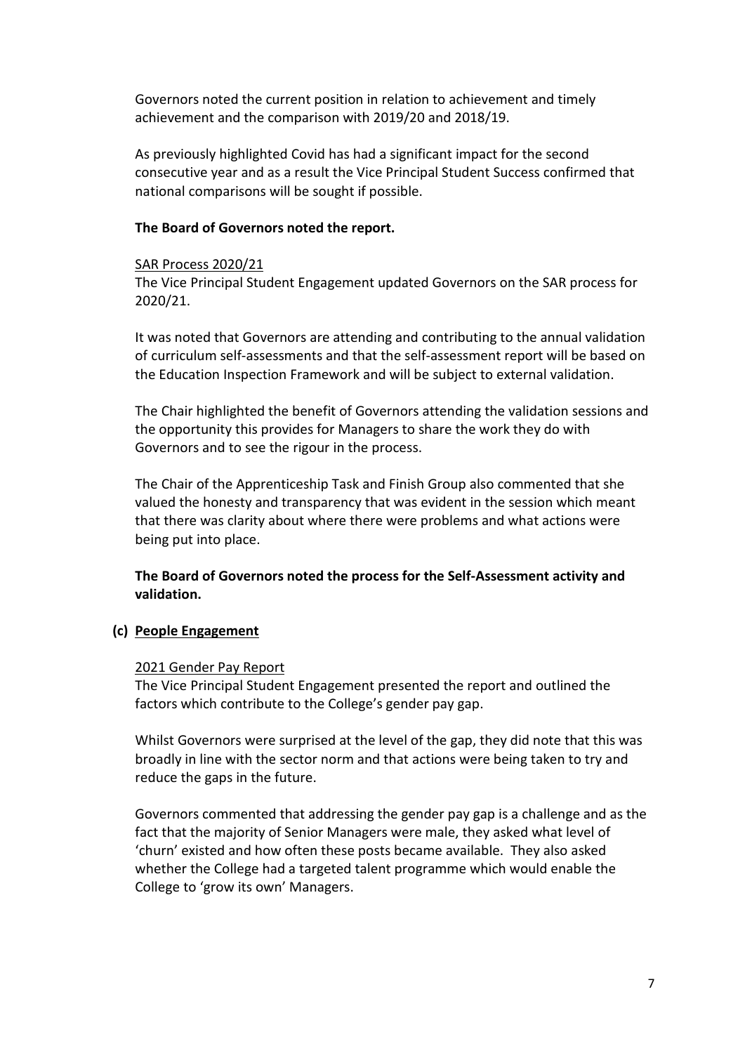Governors noted the current position in relation to achievement and timely achievement and the comparison with 2019/20 and 2018/19.

As previously highlighted Covid has had a significant impact for the second consecutive year and as a result the Vice Principal Student Success confirmed that national comparisons will be sought if possible.

**The Board of Governors noted the report.**

<u>SAR Process 2020/21</u>

The Vice Principal Student Engagement updated Governors on the SAR process for 2020/21.

It was noted that Governors are attending and contributing to the annual validation of curriculum self-assessments and that the self-assessment report will be based on the Education Inspection Framework and will be subject to external validation.

The Chair highlighted the benefit of Governors attending the validation sessions and the opportunity this provides for Managers to share the work they do with Governors and to see the rigour in the process.

The Chair of the Apprenticeship Task and Finish Group also commented that she valued the honesty and transparency that was evident in the session which meant that there was clarity about where there were problems and what actions were being put into place.

**The Board of Governors noted the process for the Self-Assessment activity and validation.**

**(c) <u>People Engagement</u>**

<u>2021 Gender Pay Report</u>

The Vice Principal Student Engagement presented the report and outlined the factors which contribute to the College's gender pay gap.

Whilst Governors were surprised at the level of the gap, they did note that this was broadly in line with the sector norm and that actions were being taken to try and reduce the gaps in the future.

Governors commented that addressing the gender pay gap is a challenge and as the fact that the majority of Senior Managers were male, they asked what level of 'churn' existed and how often these posts became available. They also asked whether the College had a targeted talent programme which would enable the College to 'grow its own' Managers.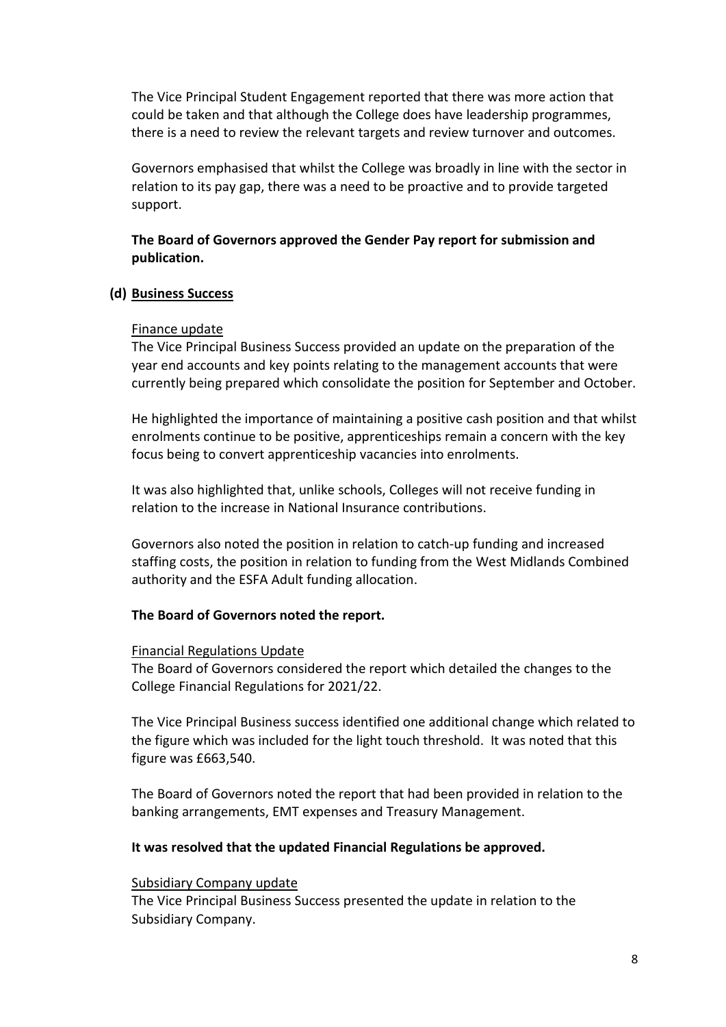The Vice Principal Student Engagement reported that there was more action that could be taken and that although the College does have leadership programmes, there is a need to review the relevant targets and review turnover and outcomes.

Governors emphasised that whilst the College was broadly in line with the sector in relation to its pay gap, there was a need to be proactive and to provide targeted support.

**The Board of Governors approved the Gender Pay report for submission and publication.**

**(d) <u>Business Success</u>**

<u>Finance update</u>

The Vice Principal Business Success provided an update on the preparation of the year end accounts and key points relating to the management accounts that were currently being prepared which consolidate the position for September and October.

He highlighted the importance of maintaining a positive cash position and that whilst enrolments continue to be positive, apprenticeships remain a concern with the key focus being to convert apprenticeship vacancies into enrolments.

It was also highlighted that, unlike schools, Colleges will not receive funding in relation to the increase in National Insurance contributions.

Governors also noted the position in relation to catch-up funding and increased staffing costs, the position in relation to funding from the West Midlands Combined authority and the ESFA Adult funding allocation.

**The Board of Governors noted the report.**

<u>Financial Regulations Update</u>

The Board of Governors considered the report which detailed the changes to the College Financial Regulations for 2021/22.

The Vice Principal Business success identified one additional change which related to the figure which was included for the light touch threshold. It was noted that this figure was £663,540.

The Board of Governors noted the report that had been provided in relation to the banking arrangements, EMT expenses and Treasury Management.

**It was resolved that the updated Financial Regulations be approved.**

<u>Subsidiary Company update</u>

The Vice Principal Business Success presented the update in relation to the Subsidiary Company.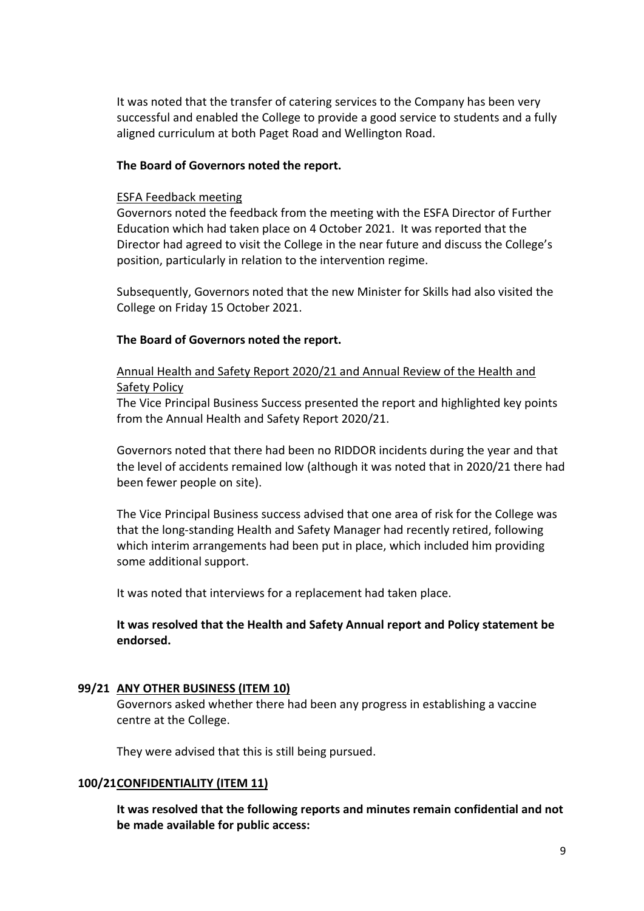It was noted that the transfer of catering services to the Company has been very successful and enabled the College to provide a good service to students and a fully aligned curriculum at both Paget Road and Wellington Road.

**The Board of Governors noted the report.**

<u>ESFA Feedback meeting</u>

Governors noted the feedback from the meeting with the ESFA Director of Further Education which had taken place on 4 October 2021. It was reported that the Director had agreed to visit the College in the near future and discuss the College's position, particularly in relation to the intervention regime.

Subsequently, Governors noted that the new Minister for Skills had also visited the College on Friday 15 October 2021.

**The Board of Governors noted the report.**

<u>Annual Health and Safety Report 2020/21 and Annual Review of the Health and Safety Policy</u>

The Vice Principal Business Success presented the report and highlighted key points from the Annual Health and Safety Report 2020/21.

Governors noted that there had been no RIDDOR incidents during the year and that the level of accidents remained low (although it was noted that in 2020/21 there had been fewer people on site).

The Vice Principal Business success advised that one area of risk for the College was that the long-standing Health and Safety Manager had recently retired, following which interim arrangements had been put in place, which included him providing some additional support.

It was noted that interviews for a replacement had taken place.

**It was resolved that the Health and Safety Annual report and Policy statement be endorsed.**

## 99/21 ANY OTHER BUSINESS (ITEM 10)

Governors asked whether there had been any progress in establishing a vaccine centre at the College.

They were advised that this is still being pursued.

## 100/21 CONFIDENTIALITY (ITEM 11)

**It was resolved that the following reports and minutes remain confidential and not be made available for public access:**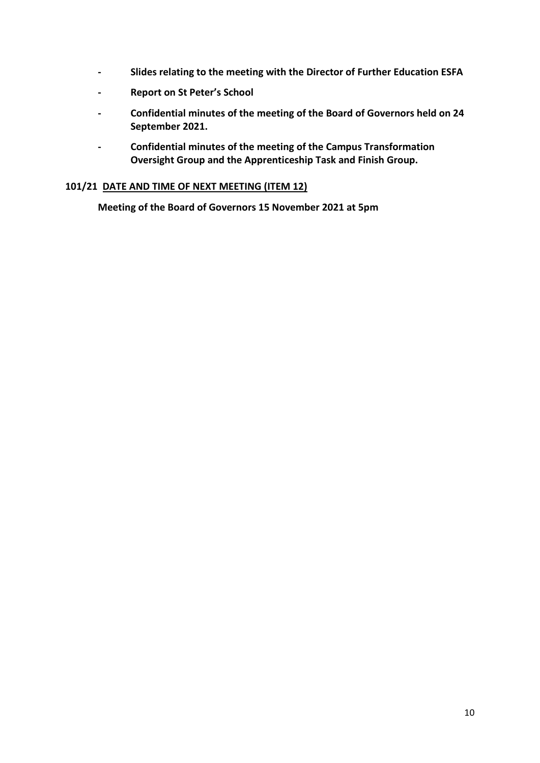- **Slides relating to the meeting with the Director of Further Education ESFA**
- **Report on St Peter's School**
- **Confidential minutes of the meeting of the Board of Governors held on 24 September 2021.**
- **Confidential minutes of the meeting of the Campus Transformation Oversight Group and the Apprenticeship Task and Finish Group.**

**101/21 DATE AND TIME OF NEXT MEETING (ITEM 12)**

**Meeting of the Board of Governors 15 November 2021 at 5pm**